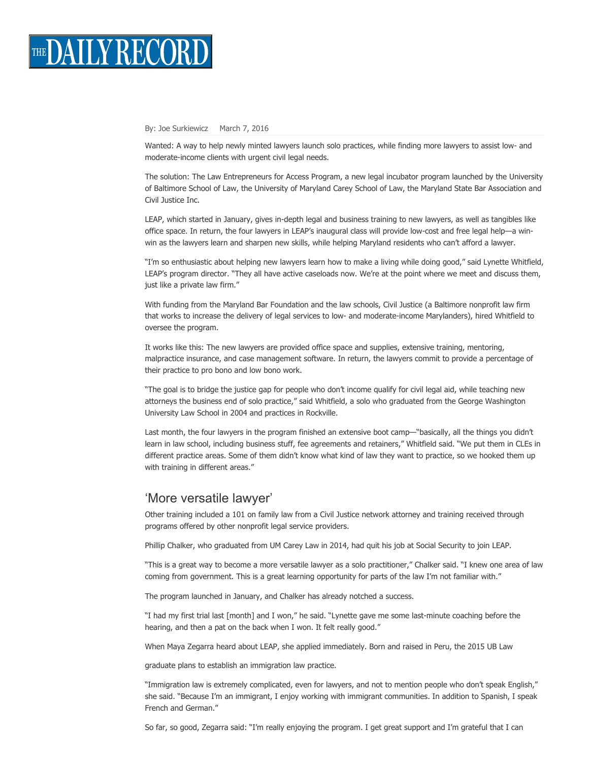# THE DAILY RECORD

By: Joe Surkiewicz    March 7, 2016

Wanted: A way to help newly minted lawyers launch solo practices, while finding more lawyers to assist low- and moderate-income clients with urgent civil legal needs.

The solution: The Law Entrepreneurs for Access Program, a new legal incubator program launched by the University of Baltimore School of Law, the University of Maryland Carey School of Law, the Maryland State Bar Association and Civil Justice Inc.

LEAP, which started in January, gives in-depth legal and business training to new lawyers, as well as tangibles like office space. In return, the four lawyers in LEAP's inaugural class will provide low-cost and free legal help—a win-win as the lawyers learn and sharpen new skills, while helping Maryland residents who can't afford a lawyer.

"I'm so enthusiastic about helping new lawyers learn how to make a living while doing good," said Lynette Whitfield, LEAP's program director. "They all have active caseloads now. We're at the point where we meet and discuss them, just like a private law firm."

With funding from the Maryland Bar Foundation and the law schools, Civil Justice (a Baltimore nonprofit law firm that works to increase the delivery of legal services to low- and moderate-income Marylanders), hired Whitfield to oversee the program.

It works like this: The new lawyers are provided office space and supplies, extensive training, mentoring, malpractice insurance, and case management software. In return, the lawyers commit to provide a percentage of their practice to pro bono and low bono work.

"The goal is to bridge the justice gap for people who don't income qualify for civil legal aid, while teaching new attorneys the business end of solo practice," said Whitfield, a solo who graduated from the George Washington University Law School in 2004 and practices in Rockville.

Last month, the four lawyers in the program finished an extensive boot camp—"basically, all the things you didn't learn in law school, including business stuff, fee agreements and retainers," Whitfield said. "We put them in CLEs in different practice areas. Some of them didn't know what kind of law they want to practice, so we hooked them up with training in different areas."

## 'More versatile lawyer'

Other training included a 101 on family law from a Civil Justice network attorney and training received through programs offered by other nonprofit legal service providers.

Phillip Chalker, who graduated from UM Carey Law in 2014, had quit his job at Social Security to join LEAP.

"This is a great way to become a more versatile lawyer as a solo practitioner," Chalker said. "I knew one area of law coming from government. This is a great learning opportunity for parts of the law I'm not familiar with."

The program launched in January, and Chalker has already notched a success.

"I had my first trial last [month] and I won," he said. "Lynette gave me some last-minute coaching before the hearing, and then a pat on the back when I won. It felt really good."

When Maya Zegarra heard about LEAP, she applied immediately. Born and raised in Peru, the 2015 UB Law graduate plans to establish an immigration law practice.

"Immigration law is extremely complicated, even for lawyers, and not to mention people who don't speak English," she said. "Because I'm an immigrant, I enjoy working with immigrant communities. In addition to Spanish, I speak French and German."

So far, so good, Zegarra said: "I'm really enjoying the program. I get great support and I'm grateful that I can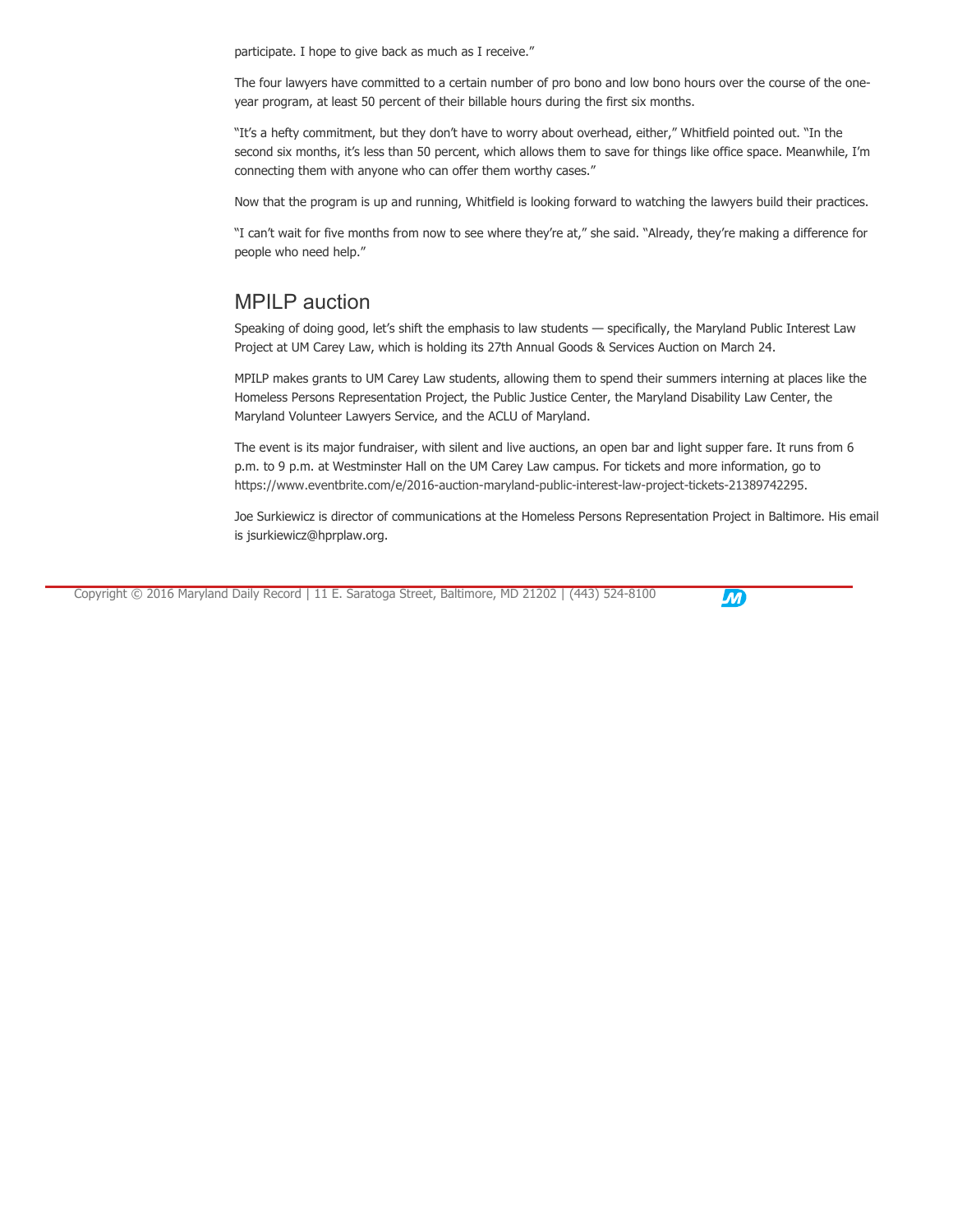participate. I hope to give back as much as I receive."

The four lawyers have committed to a certain number of pro bono and low bono hours over the course of the one-year program, at least 50 percent of their billable hours during the first six months.

"It's a hefty commitment, but they don't have to worry about overhead, either," Whitfield pointed out. "In the second six months, it's less than 50 percent, which allows them to save for things like office space. Meanwhile, I'm connecting them with anyone who can offer them worthy cases."

Now that the program is up and running, Whitfield is looking forward to watching the lawyers build their practices.

"I can't wait for five months from now to see where they're at," she said. "Already, they're making a difference for people who need help."

## MPILP auction

Speaking of doing good, let's shift the emphasis to law students — specifically, the Maryland Public Interest Law Project at UM Carey Law, which is holding its 27th Annual Goods & Services Auction on March 24.

MPILP makes grants to UM Carey Law students, allowing them to spend their summers interning at places like the Homeless Persons Representation Project, the Public Justice Center, the Maryland Disability Law Center, the Maryland Volunteer Lawyers Service, and the ACLU of Maryland.

The event is its major fundraiser, with silent and live auctions, an open bar and light supper fare. It runs from 6 p.m. to 9 p.m. at Westminster Hall on the UM Carey Law campus. For tickets and more information, go to https://www.eventbrite.com/e/2016-auction-maryland-public-interest-law-project-tickets-21389742295.

Joe Surkiewicz is director of communications at the Homeless Persons Representation Project in Baltimore. His email is jsurkiewicz@hprplaw.org.

Copyright © 2016 Maryland Daily Record | 11 E. Saratoga Street, Baltimore, MD 21202 | (443) 524-8100